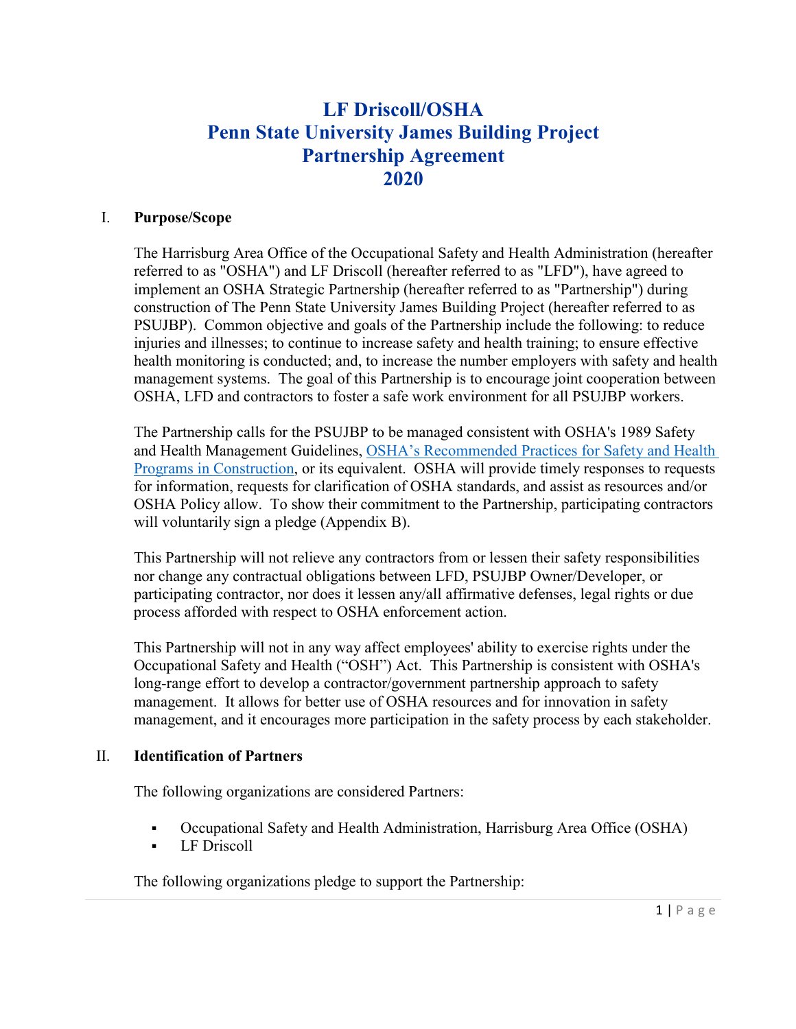# LF Driscoll/OSHA
# Penn State University James Building Project
# Partnership Agreement
# 2020

## I. Purpose/Scope

The Harrisburg Area Office of the Occupational Safety and Health Administration (hereafter referred to as "OSHA") and LF Driscoll (hereafter referred to as "LFD"), have agreed to implement an OSHA Strategic Partnership (hereafter referred to as "Partnership") during construction of The Penn State University James Building Project (hereafter referred to as PSUJBP). Common objective and goals of the Partnership include the following: to reduce injuries and illnesses; to continue to increase safety and health training; to ensure effective health monitoring is conducted; and, to increase the number employers with safety and health management systems. The goal of this Partnership is to encourage joint cooperation between OSHA, LFD and contractors to foster a safe work environment for all PSUJBP workers.

The Partnership calls for the PSUJBP to be managed consistent with OSHA's 1989 Safety and Health Management Guidelines, OSHA's Recommended Practices for Safety and Health Programs in Construction, or its equivalent. OSHA will provide timely responses to requests for information, requests for clarification of OSHA standards, and assist as resources and/or OSHA Policy allow. To show their commitment to the Partnership, participating contractors will voluntarily sign a pledge (Appendix B).

This Partnership will not relieve any contractors from or lessen their safety responsibilities nor change any contractual obligations between LFD, PSUJBP Owner/Developer, or participating contractor, nor does it lessen any/all affirmative defenses, legal rights or due process afforded with respect to OSHA enforcement action.

This Partnership will not in any way affect employees' ability to exercise rights under the Occupational Safety and Health ("OSH") Act. This Partnership is consistent with OSHA's long-range effort to develop a contractor/government partnership approach to safety management. It allows for better use of OSHA resources and for innovation in safety management, and it encourages more participation in the safety process by each stakeholder.

## II. Identification of Partners

The following organizations are considered Partners:

- Occupational Safety and Health Administration, Harrisburg Area Office (OSHA)
- LF Driscoll

The following organizations pledge to support the Partnership: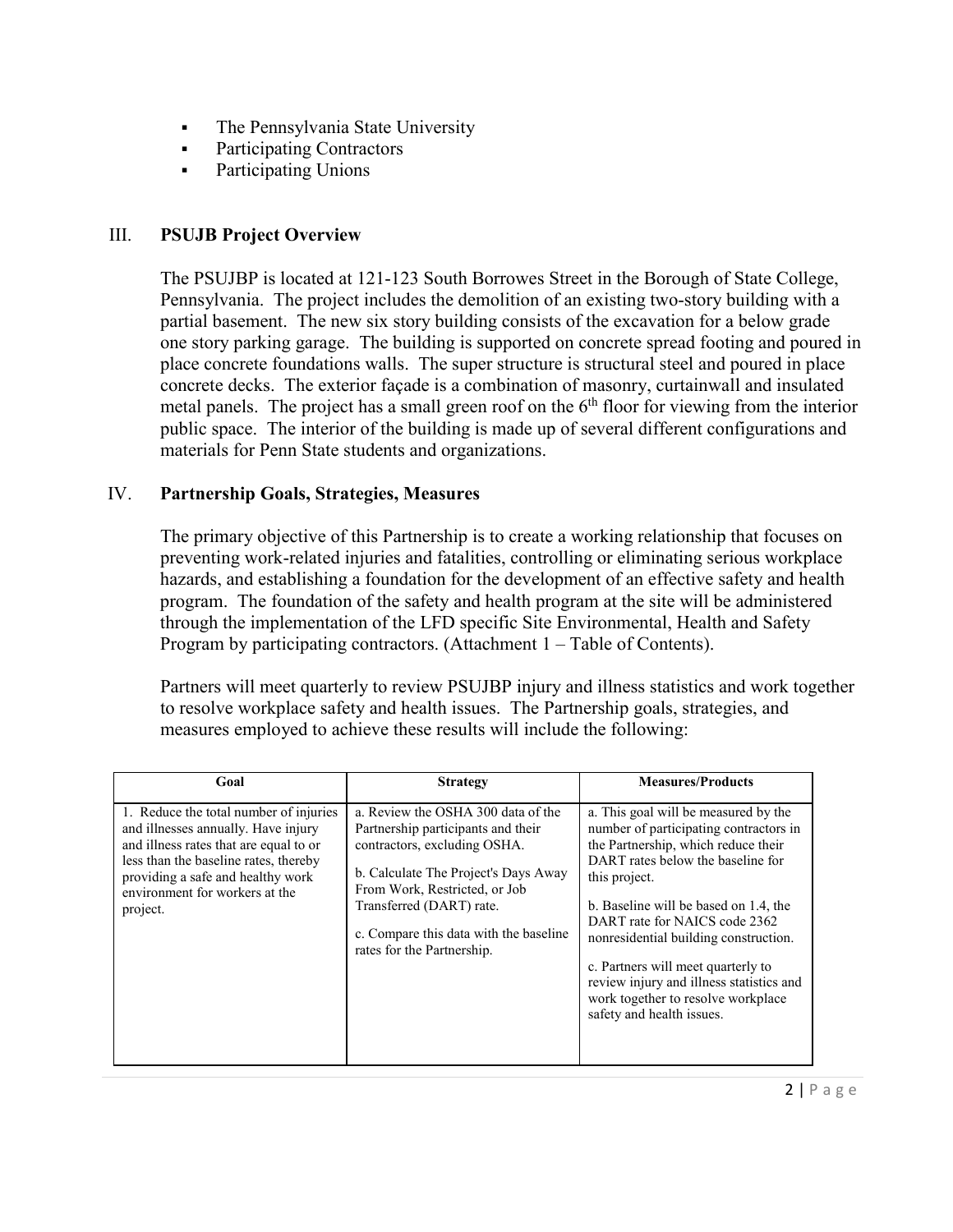- The Pennsylvania State University
- Participating Contractors
- Participating Unions

## III. PSUJB Project Overview

The PSUJBP is located at 121-123 South Borrowes Street in the Borough of State College, Pennsylvania. The project includes the demolition of an existing two-story building with a partial basement. The new six story building consists of the excavation for a below grade one story parking garage. The building is supported on concrete spread footing and poured in place concrete foundations walls. The super structure is structural steel and poured in place concrete decks. The exterior façade is a combination of masonry, curtainwall and insulated metal panels. The project has a small green roof on the 6th floor for viewing from the interior public space. The interior of the building is made up of several different configurations and materials for Penn State students and organizations.

## IV. Partnership Goals, Strategies, Measures

The primary objective of this Partnership is to create a working relationship that focuses on preventing work-related injuries and fatalities, controlling or eliminating serious workplace hazards, and establishing a foundation for the development of an effective safety and health program. The foundation of the safety and health program at the site will be administered through the implementation of the LFD specific Site Environmental, Health and Safety Program by participating contractors. (Attachment 1 – Table of Contents).

Partners will meet quarterly to review PSUJBP injury and illness statistics and work together to resolve workplace safety and health issues. The Partnership goals, strategies, and measures employed to achieve these results will include the following:

| Goal | Strategy | Measures/Products |
|---|---|---|
| 1. Reduce the total number of injuries and illnesses annually. Have injury and illness rates that are equal to or less than the baseline rates, thereby providing a safe and healthy work environment for workers at the project. | a. Review the OSHA 300 data of the Partnership participants and their contractors, excluding OSHA.<br><br>b. Calculate The Project's Days Away From Work, Restricted, or Job Transferred (DART) rate.<br><br>c. Compare this data with the baseline rates for the Partnership. | a. This goal will be measured by the number of participating contractors in the Partnership, which reduce their DART rates below the baseline for this project.<br><br>b. Baseline will be based on 1.4, the DART rate for NAICS code 2362 nonresidential building construction.<br><br>c. Partners will meet quarterly to review injury and illness statistics and work together to resolve workplace safety and health issues. |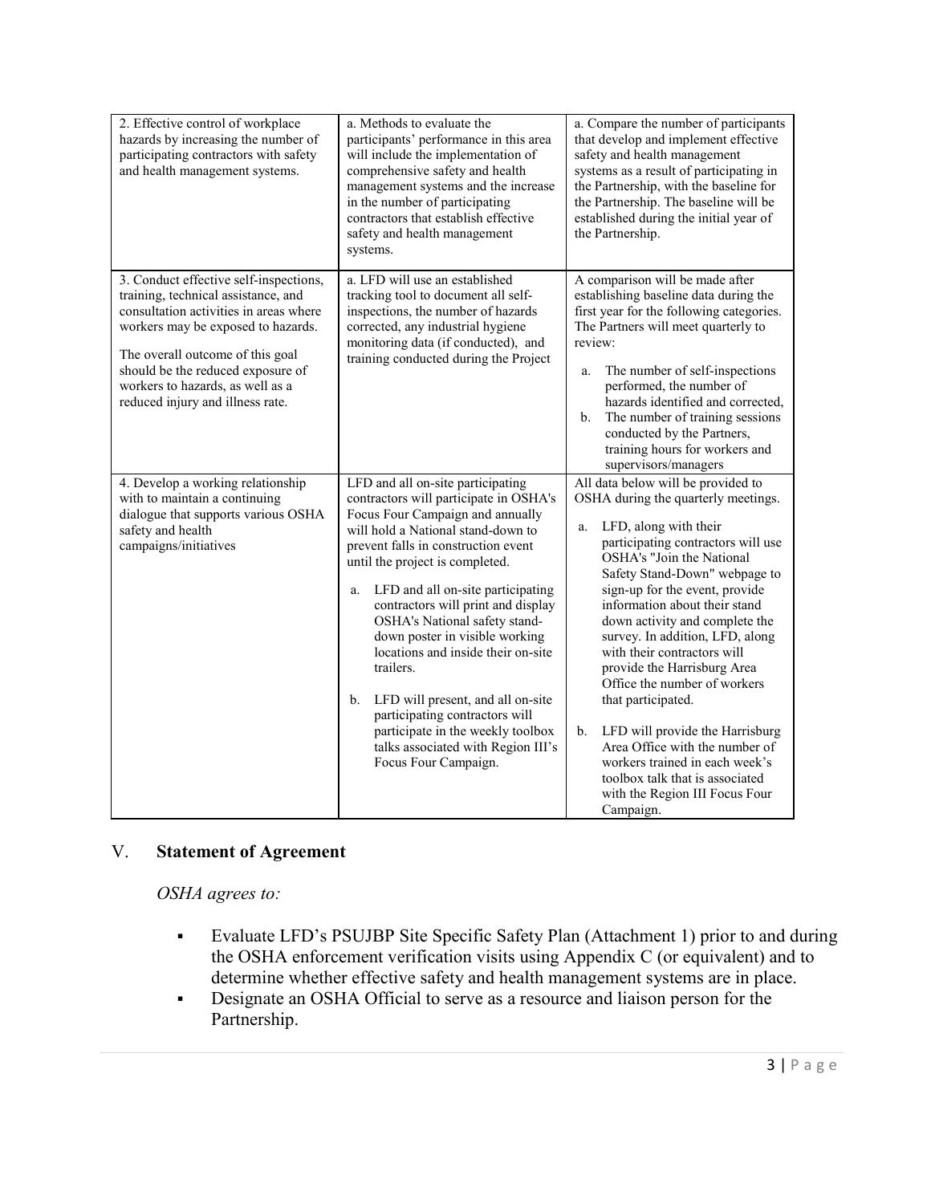| | | |
|---|---|---|
| 2. Effective control of workplace hazards by increasing the number of participating contractors with safety and health management systems. | a. Methods to evaluate the participants' performance in this area will include the implementation of comprehensive safety and health management systems and the increase in the number of participating contractors that establish effective safety and health management systems. | a. Compare the number of participants that develop and implement effective safety and health management systems as a result of participating in the Partnership, with the baseline for the Partnership. The baseline will be established during the initial year of the Partnership. |
| 3. Conduct effective self-inspections, training, technical assistance, and consultation activities in areas where workers may be exposed to hazards.<br><br>The overall outcome of this goal should be the reduced exposure of workers to hazards, as well as a reduced injury and illness rate. | a. LFD will use an established tracking tool to document all self-inspections, the number of hazards corrected, any industrial hygiene monitoring data (if conducted), and training conducted during the Project | A comparison will be made after establishing baseline data during the first year for the following categories. The Partners will meet quarterly to review:<br><br>a. The number of self-inspections performed, the number of hazards identified and corrected,<br>b. The number of training sessions conducted by the Partners, training hours for workers and supervisors/managers |
| 4. Develop a working relationship with to maintain a continuing dialogue that supports various OSHA safety and health campaigns/initiatives | LFD and all on-site participating contractors will participate in OSHA's Focus Four Campaign and annually will hold a National stand-down to prevent falls in construction event until the project is completed.<br><br>a. LFD and all on-site participating contractors will print and display OSHA's National safety stand-down poster in visible working locations and inside their on-site trailers.<br><br>b. LFD will present, and all on-site participating contractors will participate in the weekly toolbox talks associated with Region III's Focus Four Campaign. | All data below will be provided to OSHA during the quarterly meetings.<br><br>a. LFD, along with their participating contractors will use OSHA's "Join the National Safety Stand-Down" webpage to sign-up for the event, provide information about their stand down activity and complete the survey. In addition, LFD, along with their contractors will provide the Harrisburg Area Office the number of workers that participated.<br><br>b. LFD will provide the Harrisburg Area Office with the number of workers trained in each week's toolbox talk that is associated with the Region III Focus Four Campaign. |

## V. **Statement of Agreement**

*OSHA agrees to:*

- Evaluate LFD's PSUJBP Site Specific Safety Plan (Attachment 1) prior to and during the OSHA enforcement verification visits using Appendix C (or equivalent) and to determine whether effective safety and health management systems are in place.
- Designate an OSHA Official to serve as a resource and liaison person for the Partnership.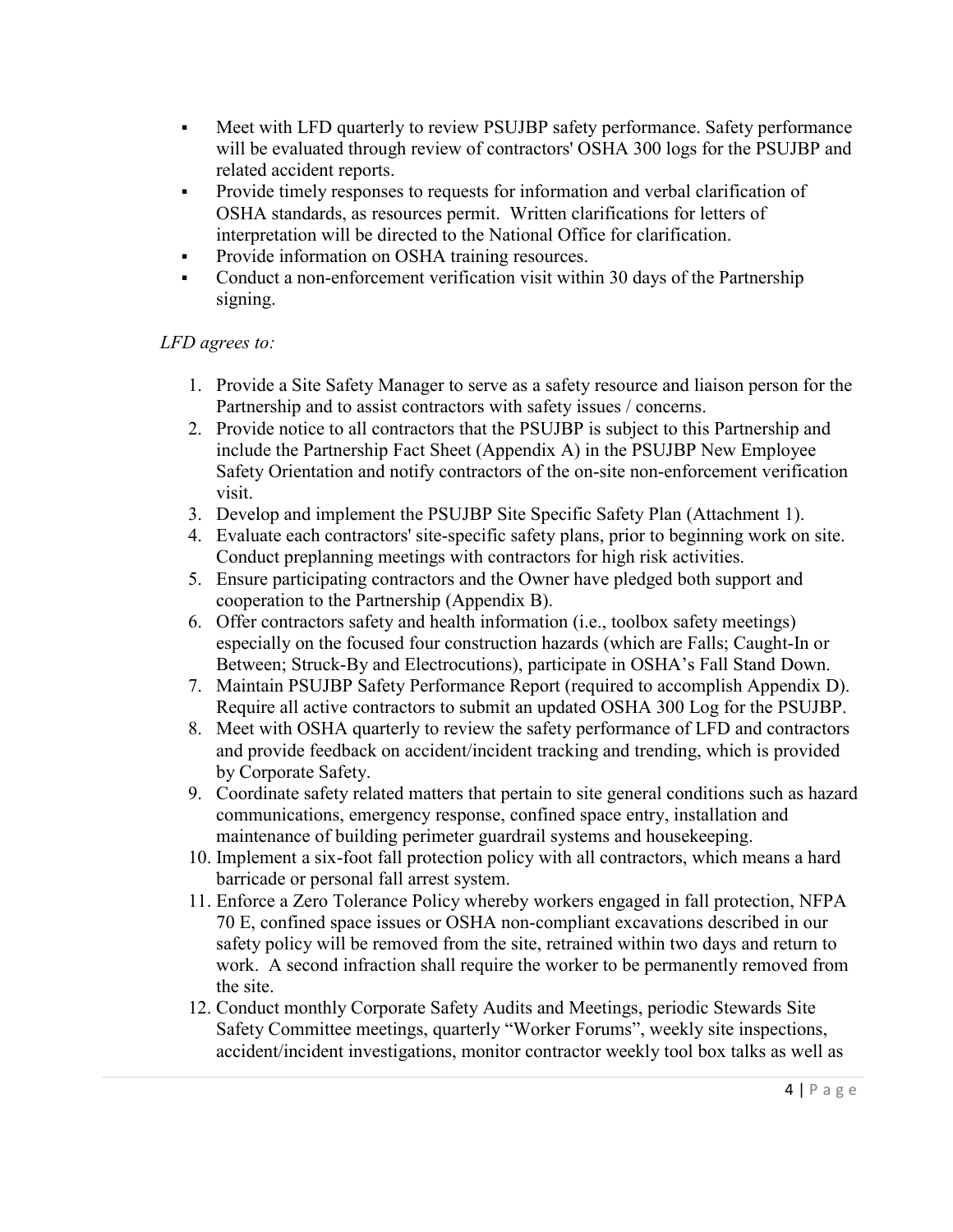- Meet with LFD quarterly to review PSUJBP safety performance. Safety performance will be evaluated through review of contractors' OSHA 300 logs for the PSUJBP and related accident reports.
- Provide timely responses to requests for information and verbal clarification of OSHA standards, as resources permit. Written clarifications for letters of interpretation will be directed to the National Office for clarification.
- Provide information on OSHA training resources.
- Conduct a non-enforcement verification visit within 30 days of the Partnership signing.

*LFD agrees to:*

1. Provide a Site Safety Manager to serve as a safety resource and liaison person for the Partnership and to assist contractors with safety issues / concerns.
2. Provide notice to all contractors that the PSUJBP is subject to this Partnership and include the Partnership Fact Sheet (Appendix A) in the PSUJBP New Employee Safety Orientation and notify contractors of the on-site non-enforcement verification visit.
3. Develop and implement the PSUJBP Site Specific Safety Plan (Attachment 1).
4. Evaluate each contractors' site-specific safety plans, prior to beginning work on site. Conduct preplanning meetings with contractors for high risk activities.
5. Ensure participating contractors and the Owner have pledged both support and cooperation to the Partnership (Appendix B).
6. Offer contractors safety and health information (i.e., toolbox safety meetings) especially on the focused four construction hazards (which are Falls; Caught-In or Between; Struck-By and Electrocutions), participate in OSHA's Fall Stand Down.
7. Maintain PSUJBP Safety Performance Report (required to accomplish Appendix D). Require all active contractors to submit an updated OSHA 300 Log for the PSUJBP.
8. Meet with OSHA quarterly to review the safety performance of LFD and contractors and provide feedback on accident/incident tracking and trending, which is provided by Corporate Safety.
9. Coordinate safety related matters that pertain to site general conditions such as hazard communications, emergency response, confined space entry, installation and maintenance of building perimeter guardrail systems and housekeeping.
10. Implement a six-foot fall protection policy with all contractors, which means a hard barricade or personal fall arrest system.
11. Enforce a Zero Tolerance Policy whereby workers engaged in fall protection, NFPA 70 E, confined space issues or OSHA non-compliant excavations described in our safety policy will be removed from the site, retrained within two days and return to work. A second infraction shall require the worker to be permanently removed from the site.
12. Conduct monthly Corporate Safety Audits and Meetings, periodic Stewards Site Safety Committee meetings, quarterly "Worker Forums", weekly site inspections, accident/incident investigations, monitor contractor weekly tool box talks as well as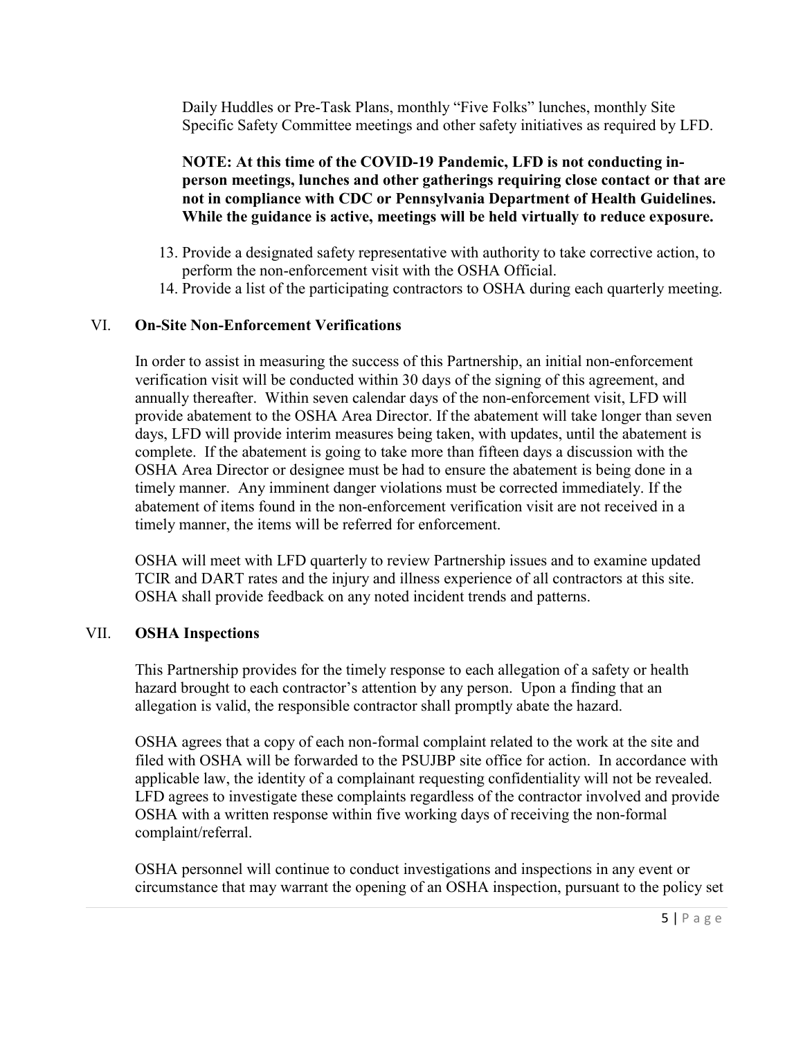Daily Huddles or Pre-Task Plans, monthly "Five Folks" lunches, monthly Site Specific Safety Committee meetings and other safety initiatives as required by LFD.

**NOTE: At this time of the COVID-19 Pandemic, LFD is not conducting in-person meetings, lunches and other gatherings requiring close contact or that are not in compliance with CDC or Pennsylvania Department of Health Guidelines. While the guidance is active, meetings will be held virtually to reduce exposure.**

13. Provide a designated safety representative with authority to take corrective action, to perform the non-enforcement visit with the OSHA Official.
14. Provide a list of the participating contractors to OSHA during each quarterly meeting.

## VI. On-Site Non-Enforcement Verifications

In order to assist in measuring the success of this Partnership, an initial non-enforcement verification visit will be conducted within 30 days of the signing of this agreement, and annually thereafter. Within seven calendar days of the non-enforcement visit, LFD will provide abatement to the OSHA Area Director. If the abatement will take longer than seven days, LFD will provide interim measures being taken, with updates, until the abatement is complete. If the abatement is going to take more than fifteen days a discussion with the OSHA Area Director or designee must be had to ensure the abatement is being done in a timely manner. Any imminent danger violations must be corrected immediately. If the abatement of items found in the non-enforcement verification visit are not received in a timely manner, the items will be referred for enforcement.

OSHA will meet with LFD quarterly to review Partnership issues and to examine updated TCIR and DART rates and the injury and illness experience of all contractors at this site. OSHA shall provide feedback on any noted incident trends and patterns.

## VII. OSHA Inspections

This Partnership provides for the timely response to each allegation of a safety or health hazard brought to each contractor's attention by any person. Upon a finding that an allegation is valid, the responsible contractor shall promptly abate the hazard.

OSHA agrees that a copy of each non-formal complaint related to the work at the site and filed with OSHA will be forwarded to the PSUJBP site office for action. In accordance with applicable law, the identity of a complainant requesting confidentiality will not be revealed. LFD agrees to investigate these complaints regardless of the contractor involved and provide OSHA with a written response within five working days of receiving the non-formal complaint/referral.

OSHA personnel will continue to conduct investigations and inspections in any event or circumstance that may warrant the opening of an OSHA inspection, pursuant to the policy set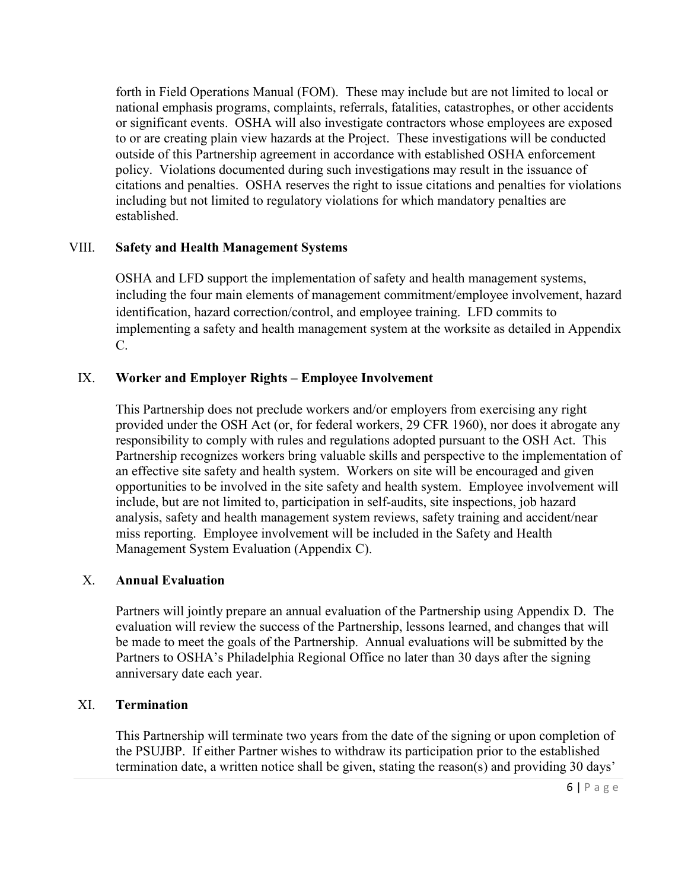forth in Field Operations Manual (FOM). These may include but are not limited to local or national emphasis programs, complaints, referrals, fatalities, catastrophes, or other accidents or significant events. OSHA will also investigate contractors whose employees are exposed to or are creating plain view hazards at the Project. These investigations will be conducted outside of this Partnership agreement in accordance with established OSHA enforcement policy. Violations documented during such investigations may result in the issuance of citations and penalties. OSHA reserves the right to issue citations and penalties for violations including but not limited to regulatory violations for which mandatory penalties are established.

## VIII. Safety and Health Management Systems

OSHA and LFD support the implementation of safety and health management systems, including the four main elements of management commitment/employee involvement, hazard identification, hazard correction/control, and employee training. LFD commits to implementing a safety and health management system at the worksite as detailed in Appendix C.

## IX. Worker and Employer Rights – Employee Involvement

This Partnership does not preclude workers and/or employers from exercising any right provided under the OSH Act (or, for federal workers, 29 CFR 1960), nor does it abrogate any responsibility to comply with rules and regulations adopted pursuant to the OSH Act. This Partnership recognizes workers bring valuable skills and perspective to the implementation of an effective site safety and health system. Workers on site will be encouraged and given opportunities to be involved in the site safety and health system. Employee involvement will include, but are not limited to, participation in self-audits, site inspections, job hazard analysis, safety and health management system reviews, safety training and accident/near miss reporting. Employee involvement will be included in the Safety and Health Management System Evaluation (Appendix C).

## X. Annual Evaluation

Partners will jointly prepare an annual evaluation of the Partnership using Appendix D. The evaluation will review the success of the Partnership, lessons learned, and changes that will be made to meet the goals of the Partnership. Annual evaluations will be submitted by the Partners to OSHA's Philadelphia Regional Office no later than 30 days after the signing anniversary date each year.

## XI. Termination

This Partnership will terminate two years from the date of the signing or upon completion of the PSUJBP. If either Partner wishes to withdraw its participation prior to the established termination date, a written notice shall be given, stating the reason(s) and providing 30 days'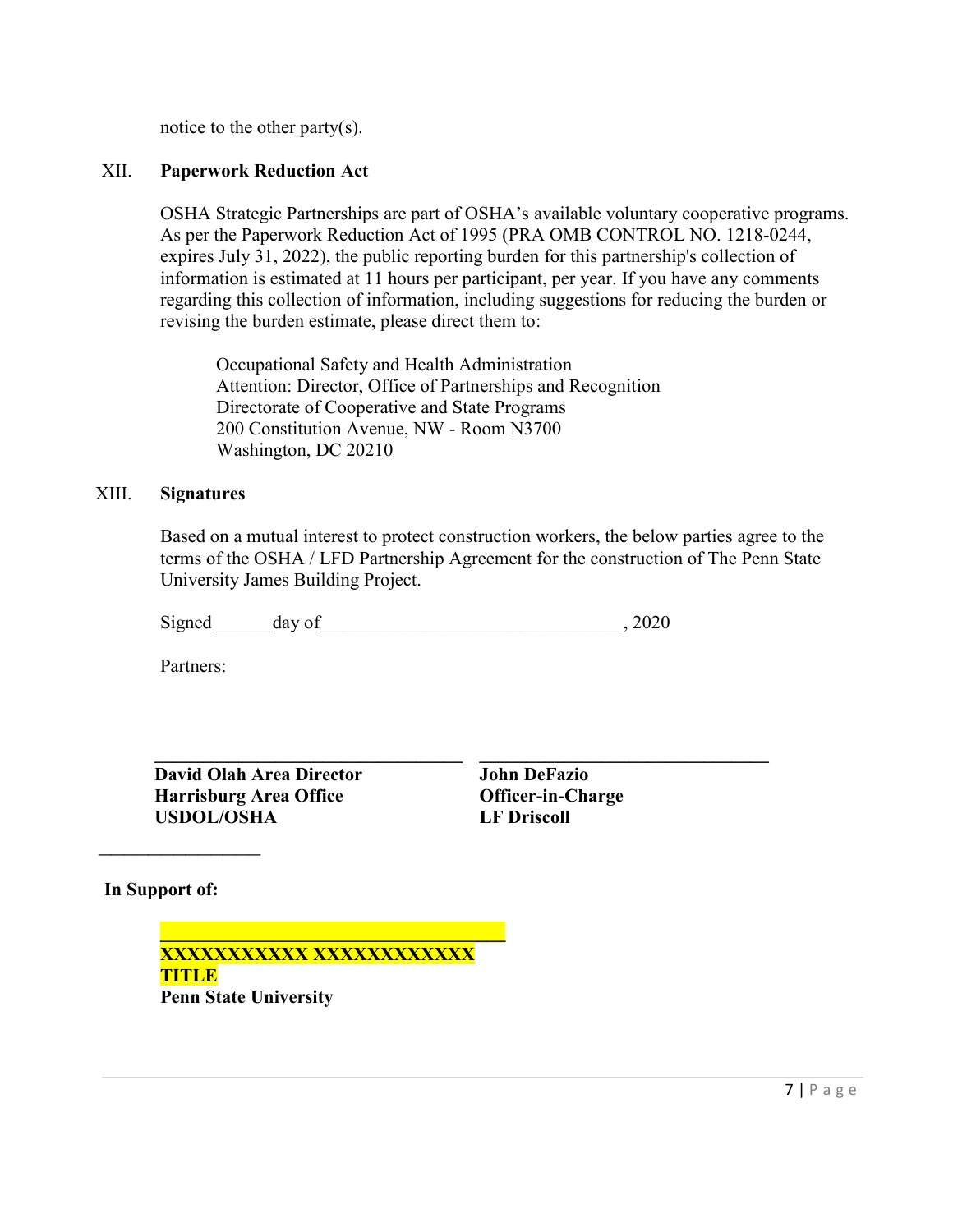notice to the other party(s).

## XII. Paperwork Reduction Act

OSHA Strategic Partnerships are part of OSHA's available voluntary cooperative programs. As per the Paperwork Reduction Act of 1995 (PRA OMB CONTROL NO. 1218-0244, expires July 31, 2022), the public reporting burden for this partnership's collection of information is estimated at 11 hours per participant, per year. If you have any comments regarding this collection of information, including suggestions for reducing the burden or revising the burden estimate, please direct them to:

Occupational Safety and Health Administration
Attention: Director, Office of Partnerships and Recognition
Directorate of Cooperative and State Programs
200 Constitution Avenue, NW - Room N3700
Washington, DC 20210

## XIII. Signatures

Based on a mutual interest to protect construction workers, the below parties agree to the terms of the OSHA / LFD Partnership Agreement for the construction of The Penn State University James Building Project.

Signed ______day of________________________________ , 2020

Partners:

_________________________________

**David Olah Area Director**
**Harrisburg Area Office**
**USDOL/OSHA**

_________________________________

**John DeFazio**
**Officer-in-Charge**
**LF Driscoll**

_________________

**In Support of:**

_________________________________

**XXXXXXXXXXX XXXXXXXXXXXX**
**TITLE**
**Penn State University**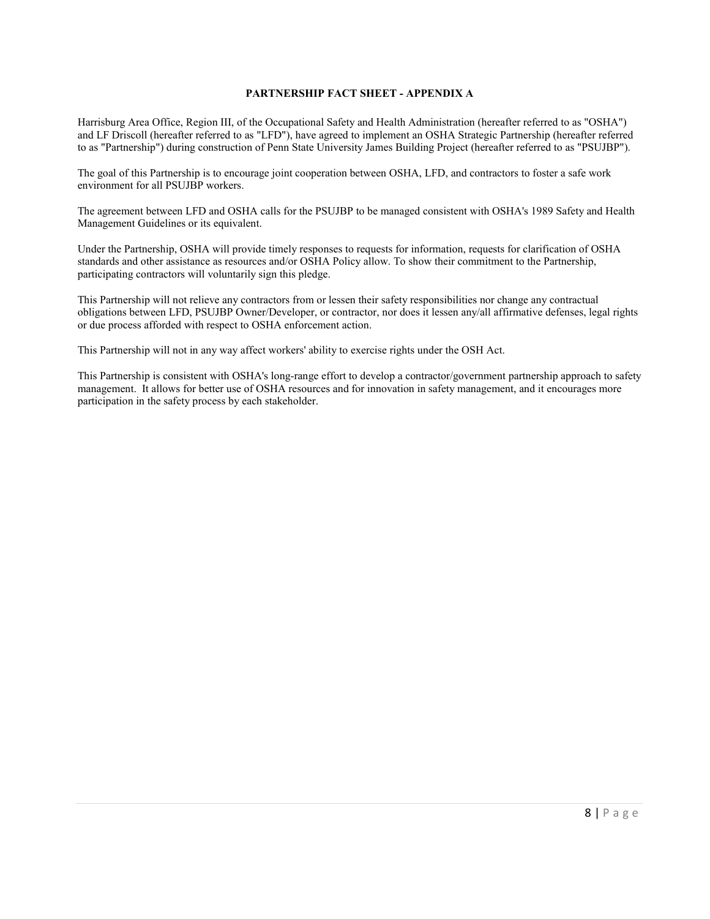# PARTNERSHIP FACT SHEET - APPENDIX A

Harrisburg Area Office, Region III, of the Occupational Safety and Health Administration (hereafter referred to as "OSHA") and LF Driscoll (hereafter referred to as "LFD"), have agreed to implement an OSHA Strategic Partnership (hereafter referred to as "Partnership") during construction of Penn State University James Building Project (hereafter referred to as "PSUJBP").

The goal of this Partnership is to encourage joint cooperation between OSHA, LFD, and contractors to foster a safe work environment for all PSUJBP workers.

The agreement between LFD and OSHA calls for the PSUJBP to be managed consistent with OSHA's 1989 Safety and Health Management Guidelines or its equivalent.

Under the Partnership, OSHA will provide timely responses to requests for information, requests for clarification of OSHA standards and other assistance as resources and/or OSHA Policy allow. To show their commitment to the Partnership, participating contractors will voluntarily sign this pledge.

This Partnership will not relieve any contractors from or lessen their safety responsibilities nor change any contractual obligations between LFD, PSUJBP Owner/Developer, or contractor, nor does it lessen any/all affirmative defenses, legal rights or due process afforded with respect to OSHA enforcement action.

This Partnership will not in any way affect workers' ability to exercise rights under the OSH Act.

This Partnership is consistent with OSHA's long-range effort to develop a contractor/government partnership approach to safety management. It allows for better use of OSHA resources and for innovation in safety management, and it encourages more participation in the safety process by each stakeholder.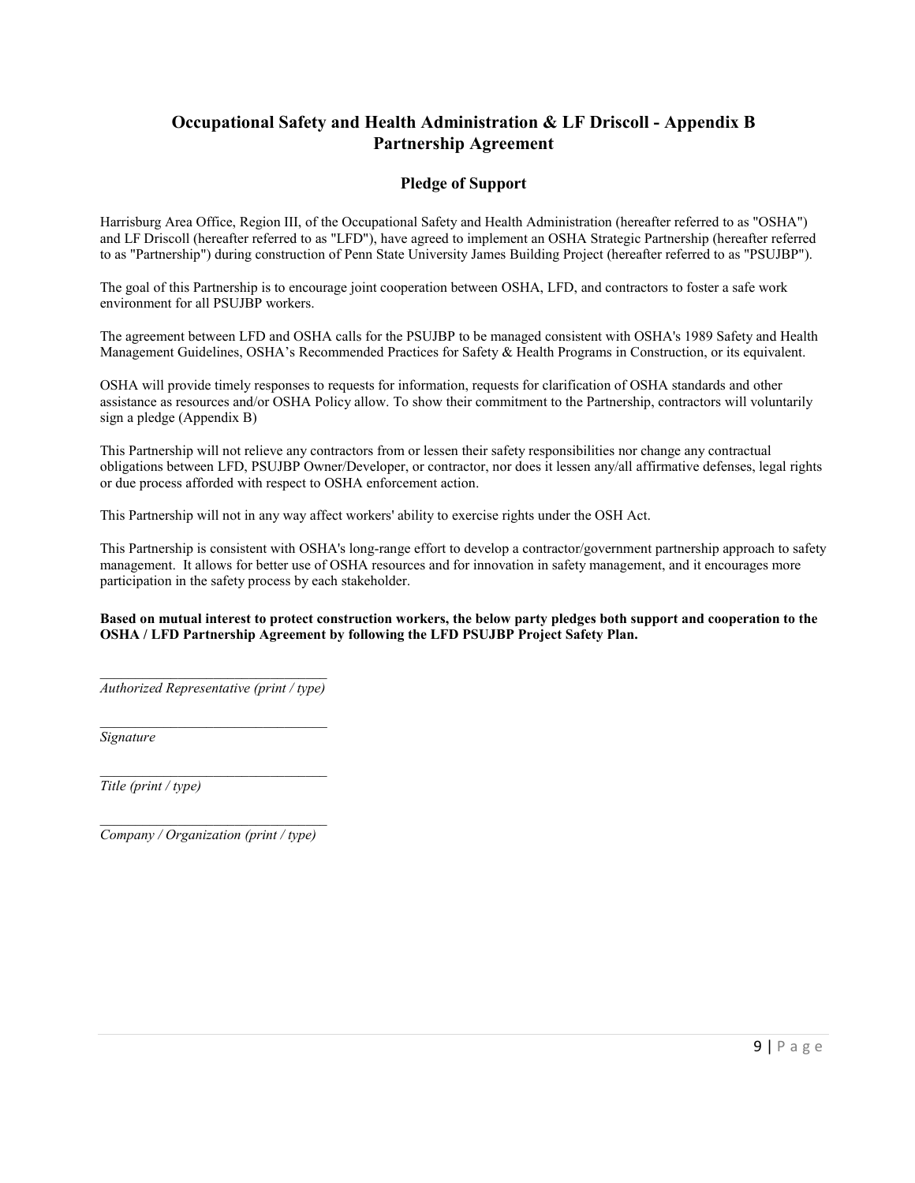## Occupational Safety and Health Administration & LF Driscoll - Appendix B Partnership Agreement

### Pledge of Support

Harrisburg Area Office, Region III, of the Occupational Safety and Health Administration (hereafter referred to as "OSHA") and LF Driscoll (hereafter referred to as "LFD"), have agreed to implement an OSHA Strategic Partnership (hereafter referred to as "Partnership") during construction of Penn State University James Building Project (hereafter referred to as "PSUJBP").

The goal of this Partnership is to encourage joint cooperation between OSHA, LFD, and contractors to foster a safe work environment for all PSUJBP workers.

The agreement between LFD and OSHA calls for the PSUJBP to be managed consistent with OSHA's 1989 Safety and Health Management Guidelines, OSHA's Recommended Practices for Safety & Health Programs in Construction, or its equivalent.

OSHA will provide timely responses to requests for information, requests for clarification of OSHA standards and other assistance as resources and/or OSHA Policy allow. To show their commitment to the Partnership, contractors will voluntarily sign a pledge (Appendix B)

This Partnership will not relieve any contractors from or lessen their safety responsibilities nor change any contractual obligations between LFD, PSUJBP Owner/Developer, or contractor, nor does it lessen any/all affirmative defenses, legal rights or due process afforded with respect to OSHA enforcement action.

This Partnership will not in any way affect workers' ability to exercise rights under the OSH Act.

This Partnership is consistent with OSHA's long-range effort to develop a contractor/government partnership approach to safety management. It allows for better use of OSHA resources and for innovation in safety management, and it encourages more participation in the safety process by each stakeholder.

**Based on mutual interest to protect construction workers, the below party pledges both support and cooperation to the OSHA / LFD Partnership Agreement by following the LFD PSUJBP Project Safety Plan.**

\_\_\_\_\_\_\_\_\_\_\_\_\_\_\_\_\_\_\_\_\_\_\_\_\_\_\_\_\_\_\_\_
*Authorized Representative (print / type)*

\_\_\_\_\_\_\_\_\_\_\_\_\_\_\_\_\_\_\_\_\_\_\_\_\_\_\_\_\_\_\_\_
*Signature*

\_\_\_\_\_\_\_\_\_\_\_\_\_\_\_\_\_\_\_\_\_\_\_\_\_\_\_\_\_\_\_\_
*Title (print / type)*

\_\_\_\_\_\_\_\_\_\_\_\_\_\_\_\_\_\_\_\_\_\_\_\_\_\_\_\_\_\_\_\_
*Company / Organization (print / type)*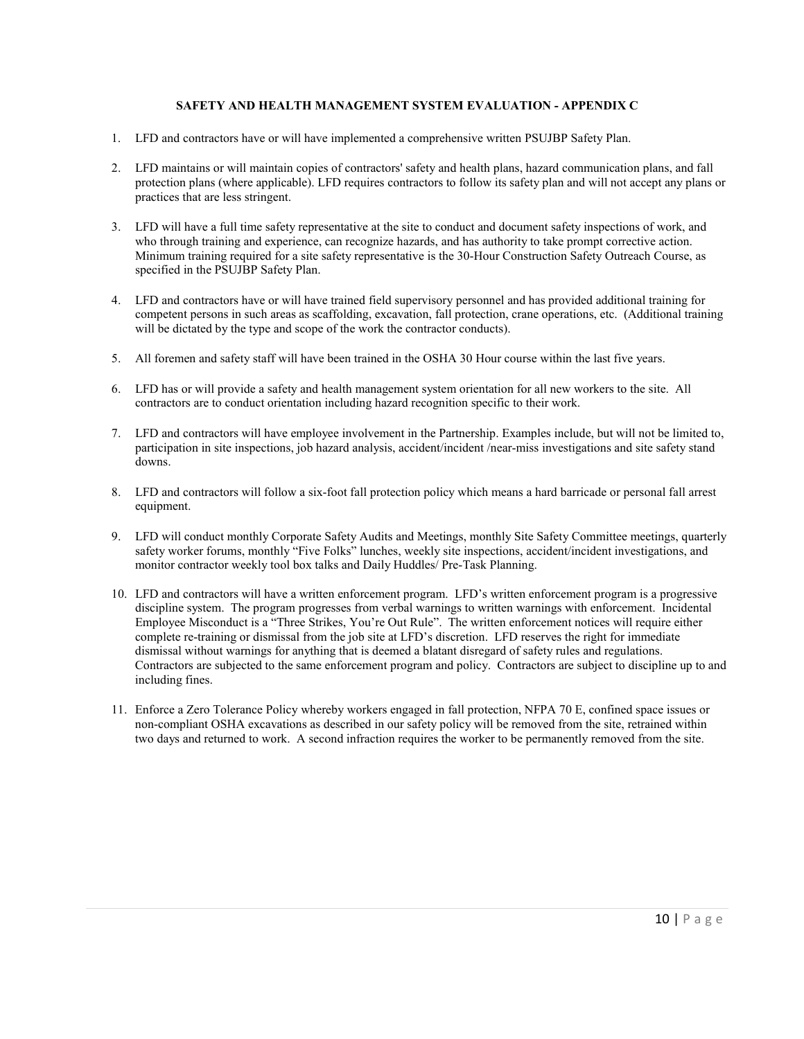## SAFETY AND HEALTH MANAGEMENT SYSTEM EVALUATION - APPENDIX C

1. LFD and contractors have or will have implemented a comprehensive written PSUJBP Safety Plan.

2. LFD maintains or will maintain copies of contractors' safety and health plans, hazard communication plans, and fall protection plans (where applicable). LFD requires contractors to follow its safety plan and will not accept any plans or practices that are less stringent.

3. LFD will have a full time safety representative at the site to conduct and document safety inspections of work, and who through training and experience, can recognize hazards, and has authority to take prompt corrective action. Minimum training required for a site safety representative is the 30-Hour Construction Safety Outreach Course, as specified in the PSUJBP Safety Plan.

4. LFD and contractors have or will have trained field supervisory personnel and has provided additional training for competent persons in such areas as scaffolding, excavation, fall protection, crane operations, etc. (Additional training will be dictated by the type and scope of the work the contractor conducts).

5. All foremen and safety staff will have been trained in the OSHA 30 Hour course within the last five years.

6. LFD has or will provide a safety and health management system orientation for all new workers to the site. All contractors are to conduct orientation including hazard recognition specific to their work.

7. LFD and contractors will have employee involvement in the Partnership. Examples include, but will not be limited to, participation in site inspections, job hazard analysis, accident/incident /near-miss investigations and site safety stand downs.

8. LFD and contractors will follow a six-foot fall protection policy which means a hard barricade or personal fall arrest equipment.

9. LFD will conduct monthly Corporate Safety Audits and Meetings, monthly Site Safety Committee meetings, quarterly safety worker forums, monthly "Five Folks" lunches, weekly site inspections, accident/incident investigations, and monitor contractor weekly tool box talks and Daily Huddles/ Pre-Task Planning.

10. LFD and contractors will have a written enforcement program. LFD's written enforcement program is a progressive discipline system. The program progresses from verbal warnings to written warnings with enforcement. Incidental Employee Misconduct is a "Three Strikes, You're Out Rule". The written enforcement notices will require either complete re-training or dismissal from the job site at LFD's discretion. LFD reserves the right for immediate dismissal without warnings for anything that is deemed a blatant disregard of safety rules and regulations. Contractors are subjected to the same enforcement program and policy. Contractors are subject to discipline up to and including fines.

11. Enforce a Zero Tolerance Policy whereby workers engaged in fall protection, NFPA 70 E, confined space issues or non-compliant OSHA excavations as described in our safety policy will be removed from the site, retrained within two days and returned to work. A second infraction requires the worker to be permanently removed from the site.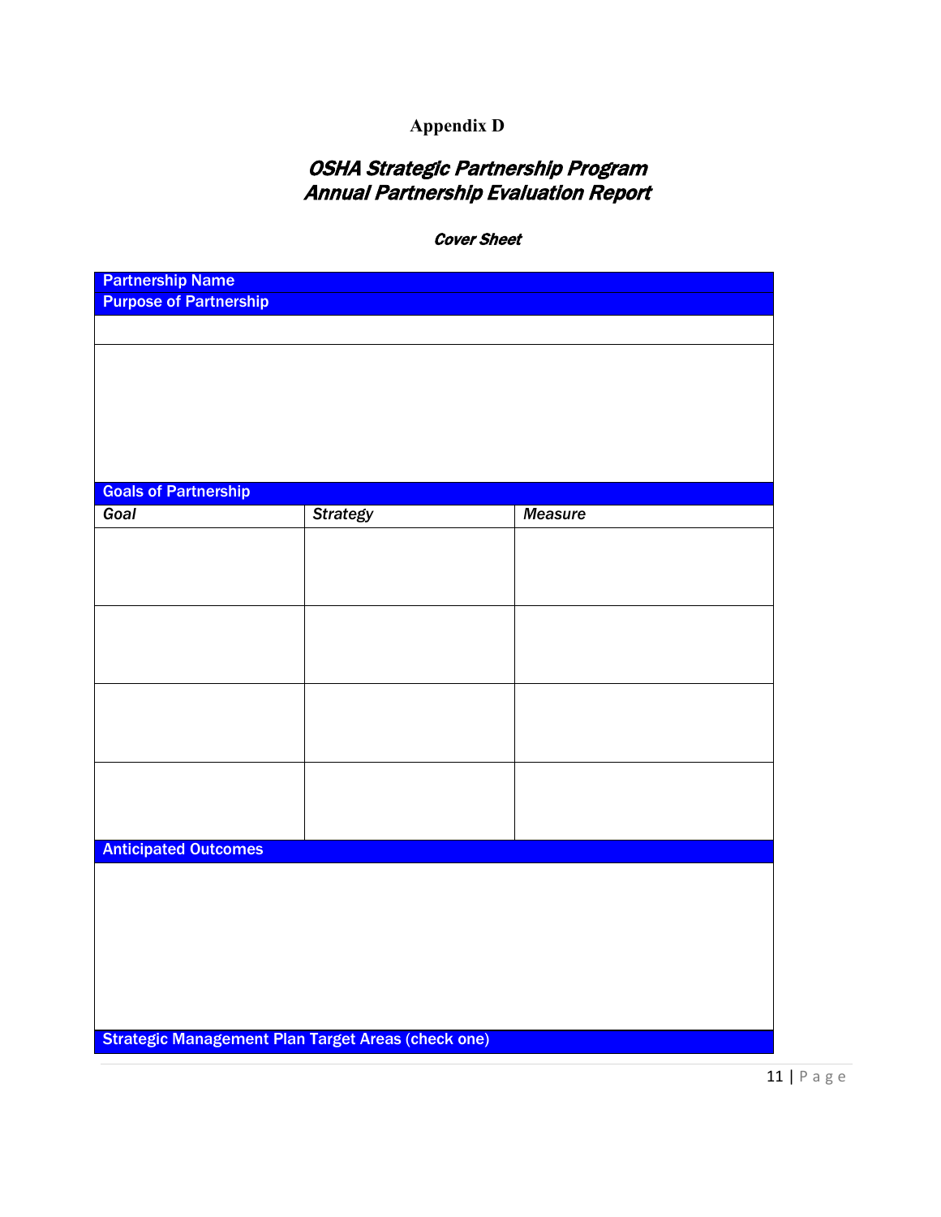# Appendix D

## *OSHA Strategic Partnership Program*
## *Annual Partnership Evaluation Report*

***Cover Sheet***

**Partnership Name**

**Purpose of Partnership**

**Goals of Partnership**

| *Goal* | *Strategy* | *Measure* |
|---|---|---|
| | | |
| | | |
| | | |
| | | |

**Anticipated Outcomes**

**Strategic Management Plan Target Areas (check one)**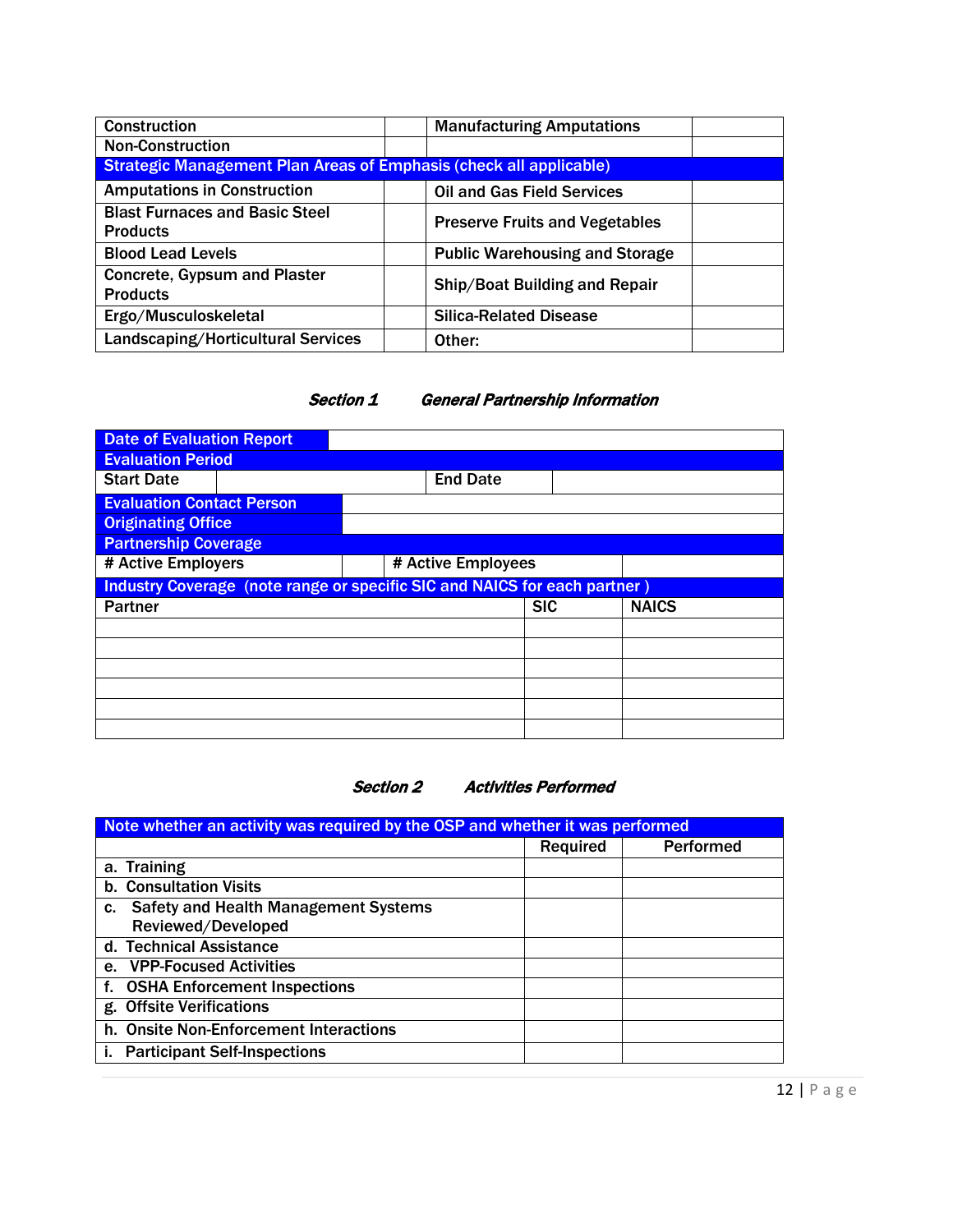| Construction | | Manufacturing Amputations | |
|---|---|---|---|
| Non-Construction | | | |
| **Strategic Management Plan Areas of Emphasis (check all applicable)** | | | |
| Amputations in Construction | | Oil and Gas Field Services | |
| Blast Furnaces and Basic Steel Products | | Preserve Fruits and Vegetables | |
| Blood Lead Levels | | Public Warehousing and Storage | |
| Concrete, Gypsum and Plaster Products | | Ship/Boat Building and Repair | |
| Ergo/Musculoskeletal | | Silica-Related Disease | |
| Landscaping/Horticultural Services | | Other: | |

## *Section 1 General Partnership Information*

| Date of Evaluation Report | | | |
|---|---|---|---|
| **Evaluation Period** | | | |
| Start Date | | End Date | |
| **Evaluation Contact Person** | | | |
| **Originating Office** | | | |
| **Partnership Coverage** | | | |
| # Active Employers | | # Active Employees | |

| **Industry Coverage (note range or specific SIC and NAICS for each partner )** | | |
|---|---|---|
| Partner | SIC | NAICS |
| | | |
| | | |
| | | |
| | | |
| | | |
| | | |

## *Section 2 Activities Performed*

| **Note whether an activity was required by the OSP and whether it was performed** | | |
|---|---|---|
| | Required | Performed |
| a. Training | | |
| b. Consultation Visits | | |
| c. Safety and Health Management Systems Reviewed/Developed | | |
| d. Technical Assistance | | |
| e. VPP-Focused Activities | | |
| f. OSHA Enforcement Inspections | | |
| g. Offsite Verifications | | |
| h. Onsite Non-Enforcement Interactions | | |
| i. Participant Self-Inspections | | |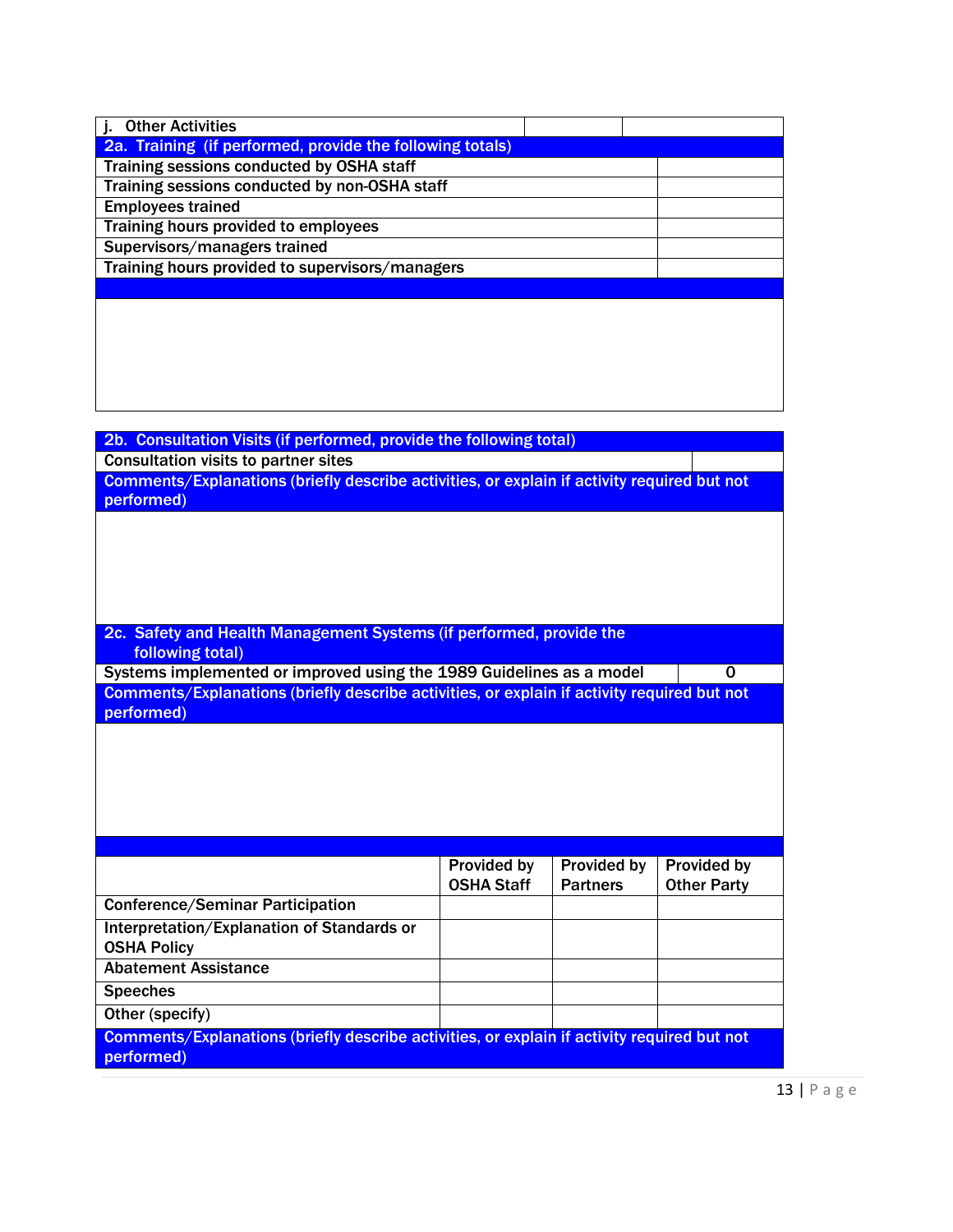| j. Other Activities | | |
|---|---|---|

| 2a. Training (if performed, provide the following totals) | |
|---|---|
| Training sessions conducted by OSHA staff | |
| Training sessions conducted by non-OSHA staff | |
| Employees trained | |
| Training hours provided to employees | |
| Supervisors/managers trained | |
| Training hours provided to supervisors/managers | |

| 2b. Consultation Visits (if performed, provide the following total) | |
|---|---|
| Consultation visits to partner sites | |

**Comments/Explanations (briefly describe activities, or explain if activity required but not performed)**

| 2c. Safety and Health Management Systems (if performed, provide the following total) | |
|---|---|
| Systems implemented or improved using the 1989 Guidelines as a model | 0 |

**Comments/Explanations (briefly describe activities, or explain if activity required but not performed)**

| | Provided by OSHA Staff | Provided by Partners | Provided by Other Party |
|---|---|---|---|
| Conference/Seminar Participation | | | |
| Interpretation/Explanation of Standards or OSHA Policy | | | |
| Abatement Assistance | | | |
| Speeches | | | |
| Other (specify) | | | |

**Comments/Explanations (briefly describe activities, or explain if activity required but not performed)**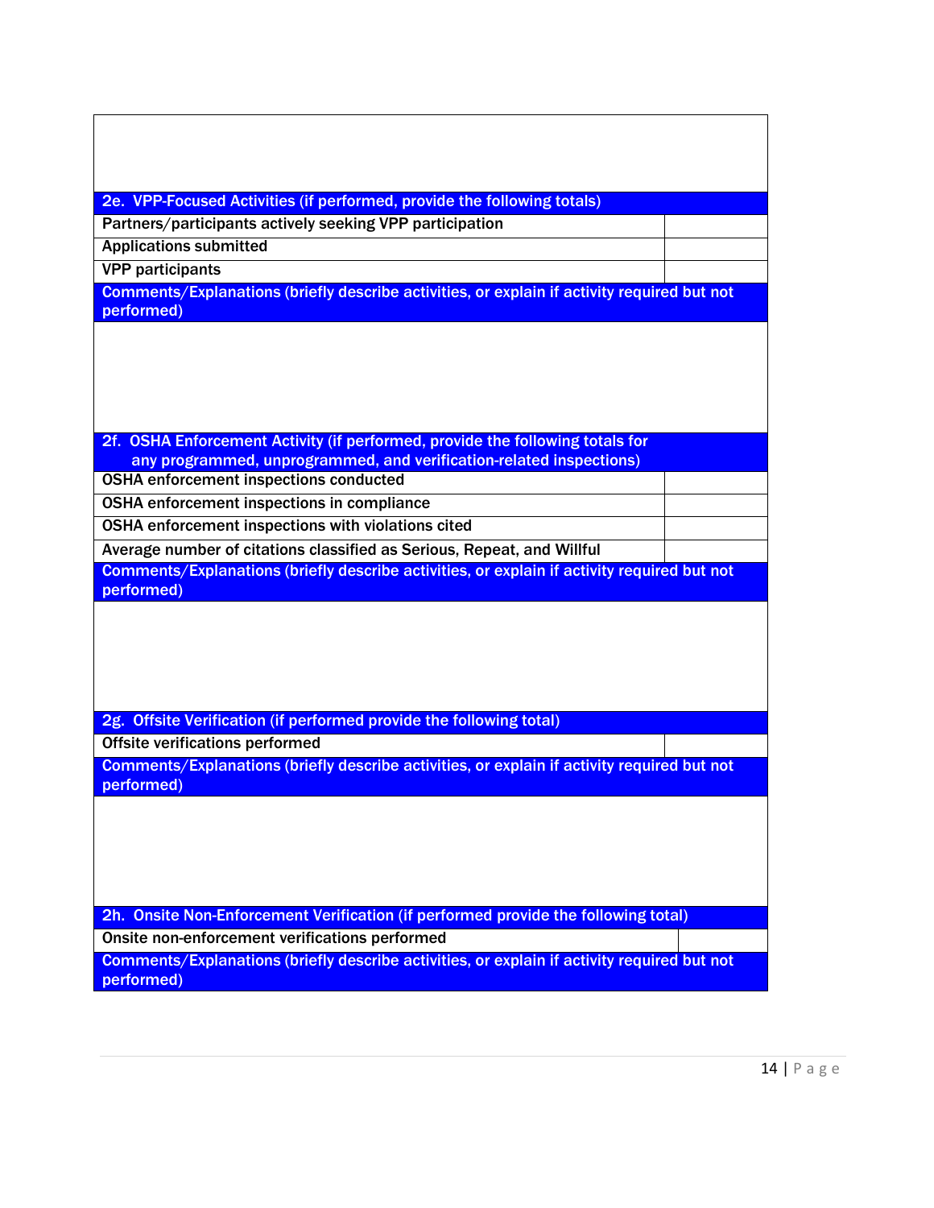| 2e. VPP-Focused Activities (if performed, provide the following totals) | |
|---|---|
| Partners/participants actively seeking VPP participation | |
| Applications submitted | |
| VPP participants | |

**Comments/Explanations (briefly describe activities, or explain if activity required but not performed)**

| 2f. OSHA Enforcement Activity (if performed, provide the following totals for any programmed, unprogrammed, and verification-related inspections) | |
|---|---|
| OSHA enforcement inspections conducted | |
| OSHA enforcement inspections in compliance | |
| OSHA enforcement inspections with violations cited | |
| Average number of citations classified as Serious, Repeat, and Willful | |

**Comments/Explanations (briefly describe activities, or explain if activity required but not performed)**

| 2g. Offsite Verification (if performed provide the following total) | |
|---|---|
| Offsite verifications performed | |

**Comments/Explanations (briefly describe activities, or explain if activity required but not performed)**

| 2h. Onsite Non-Enforcement Verification (if performed provide the following total) | |
|---|---|
| Onsite non-enforcement verifications performed | |

**Comments/Explanations (briefly describe activities, or explain if activity required but not performed)**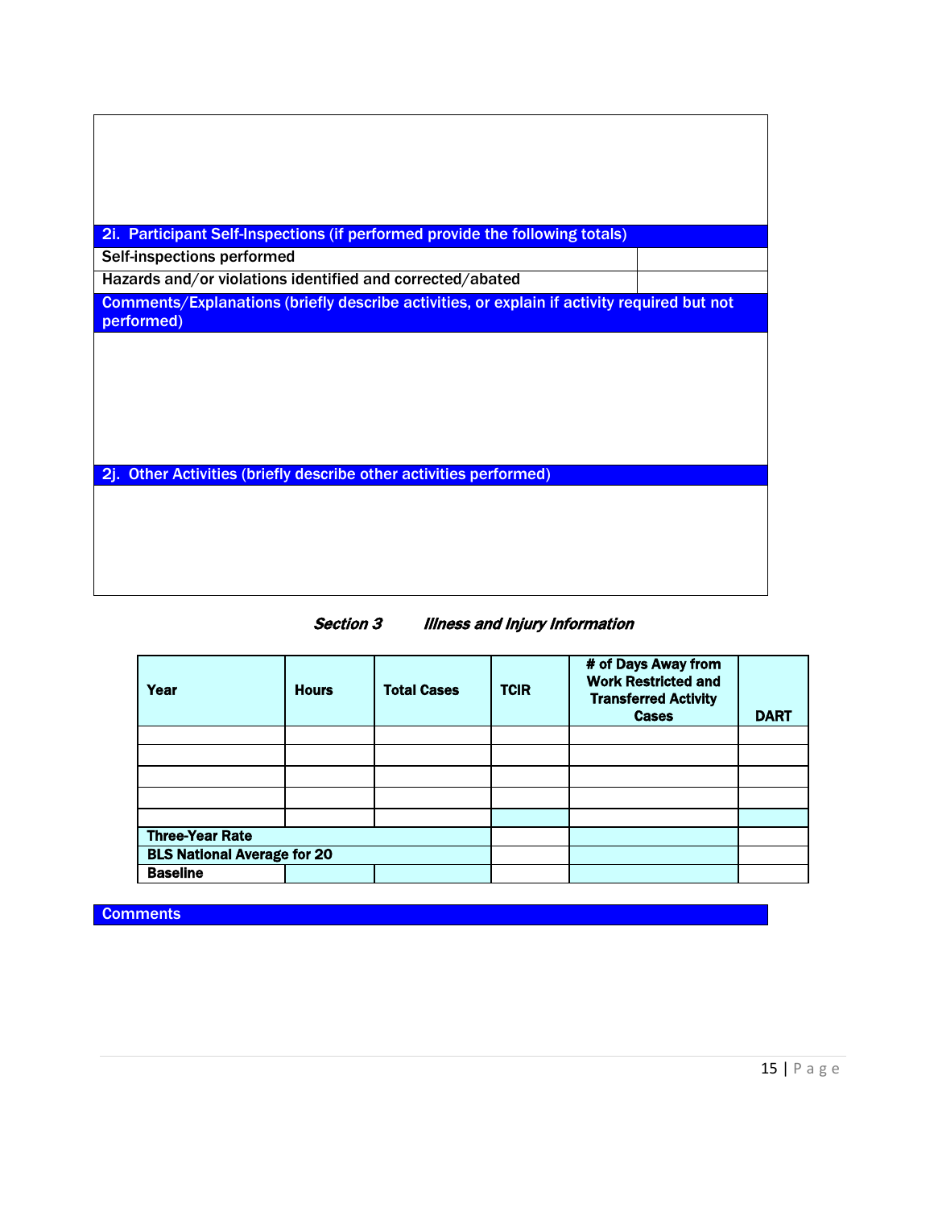| 2i. Participant Self-Inspections (if performed provide the following totals) | |
|---|---|
| Self-inspections performed | |
| Hazards and/or violations identified and corrected/abated | |

**Comments/Explanations (briefly describe activities, or explain if activity required but not performed)**

**2j. Other Activities (briefly describe other activities performed)**

### *Section 3 Illness and Injury Information*

| Year | Hours | Total Cases | TCIR | # of Days Away from Work Restricted and Transferred Activity Cases | DART |
|---|---|---|---|---|---|
| | | | | | |
| | | | | | |
| | | | | | |
| | | | | | |
| | | | | | |
| **Three-Year Rate** | | | | | |
| **BLS National Average for 20** | | | | | |
| **Baseline** | | | | | |

**Comments**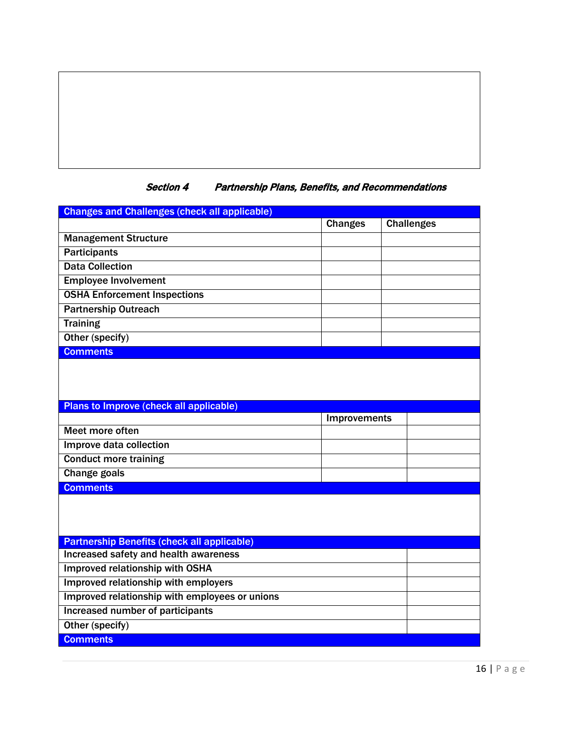## *Section 4 Partnership Plans, Benefits, and Recommendations*

| Changes and Challenges (check all applicable) | | |
|---|---|---|
| | Changes | Challenges |
| Management Structure | | |
| Participants | | |
| Data Collection | | |
| Employee Involvement | | |
| OSHA Enforcement Inspections | | |
| Partnership Outreach | | |
| Training | | |
| Other (specify) | | |
| Comments | | |
| | | |

| Plans to Improve (check all applicable) | | |
|---|---|---|
| | Improvements | |
| Meet more often | | |
| Improve data collection | | |
| Conduct more training | | |
| Change goals | | |
| Comments | | |
| | | |

| Partnership Benefits (check all applicable) | |
|---|---|
| Increased safety and health awareness | |
| Improved relationship with OSHA | |
| Improved relationship with employers | |
| Improved relationship with employees or unions | |
| Increased number of participants | |
| Other (specify) | |
| Comments | |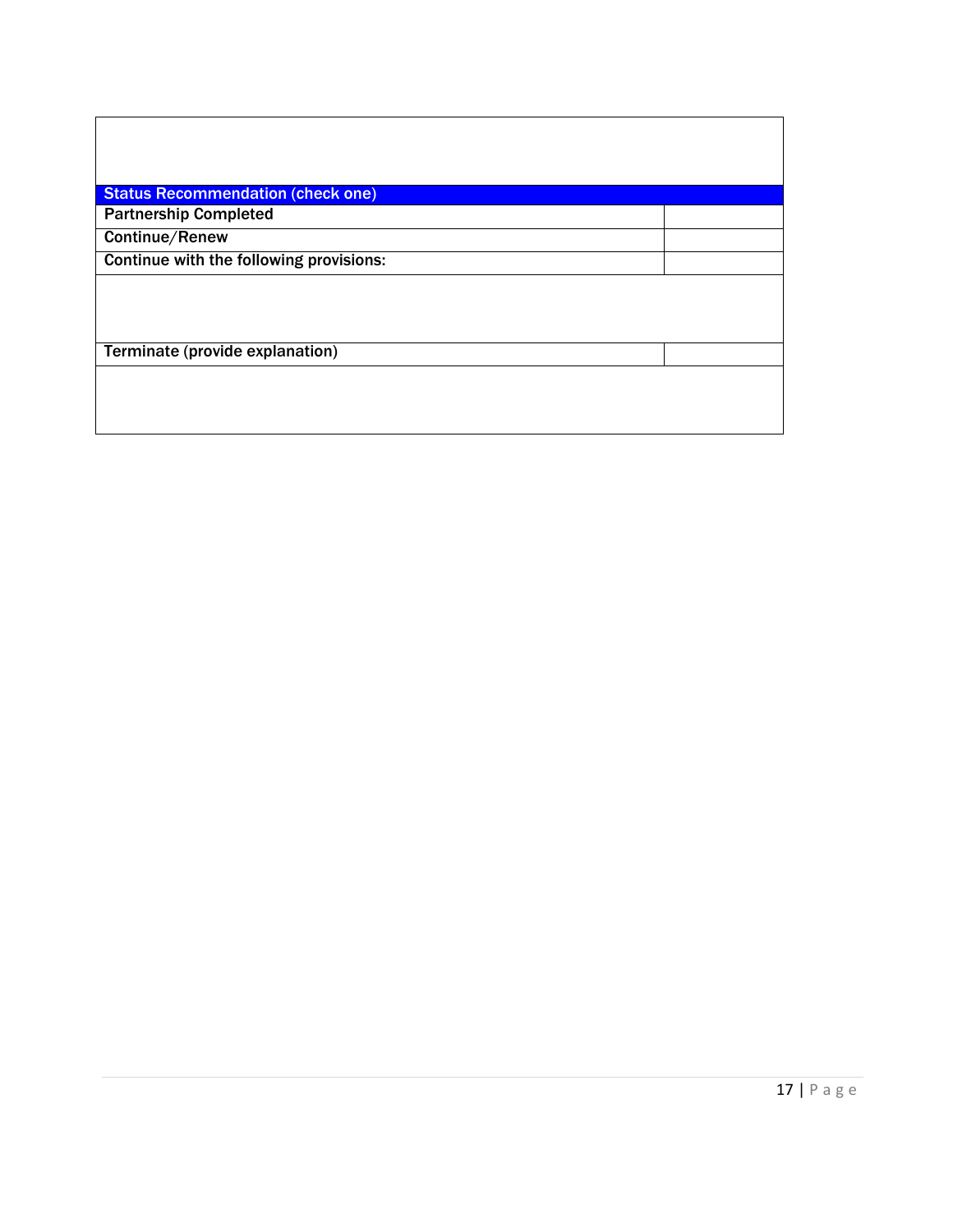| | |
|---|---|
| | |
| **Status Recommendation (check one)** | |
| **Partnership Completed** | |
| **Continue/Renew** | |
| **Continue with the following provisions:** | |
| | |
| **Terminate (provide explanation)** | |
| | |